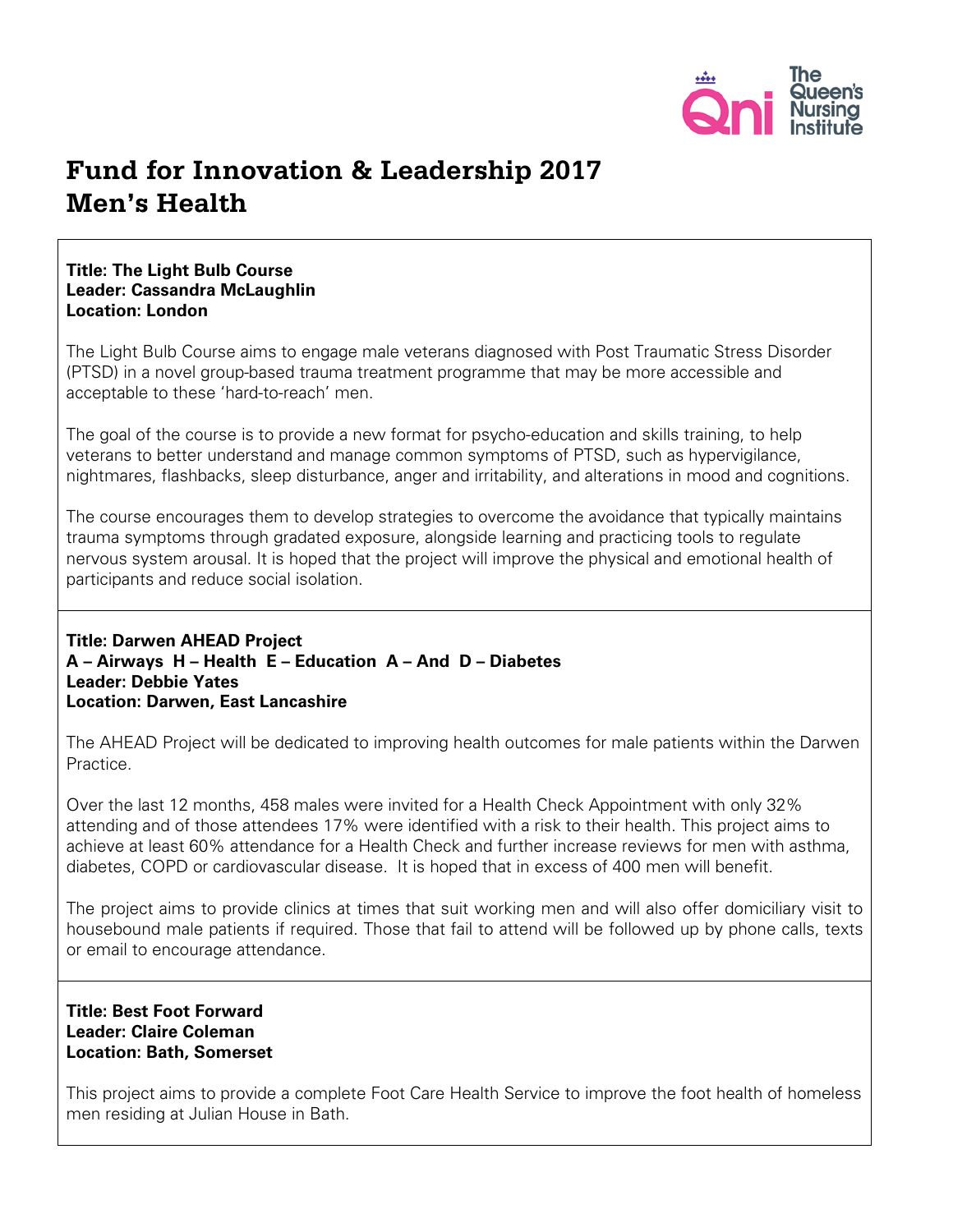# Fund for Innovation & Leadership 2017
# Men's Health

**Title: The Light Bulb Course**
**Leader: Cassandra McLaughlin**
**Location: London**

The Light Bulb Course aims to engage male veterans diagnosed with Post Traumatic Stress Disorder (PTSD) in a novel group-based trauma treatment programme that may be more accessible and acceptable to these 'hard-to-reach' men.

The goal of the course is to provide a new format for psycho-education and skills training, to help veterans to better understand and manage common symptoms of PTSD, such as hypervigilance, nightmares, flashbacks, sleep disturbance, anger and irritability, and alterations in mood and cognitions.

The course encourages them to develop strategies to overcome the avoidance that typically maintains trauma symptoms through gradated exposure, alongside learning and practicing tools to regulate nervous system arousal. It is hoped that the project will improve the physical and emotional health of participants and reduce social isolation.

**Title: Darwen AHEAD Project**
**A – Airways H – Health E – Education A – And D – Diabetes**
**Leader: Debbie Yates**
**Location: Darwen, East Lancashire**

The AHEAD Project will be dedicated to improving health outcomes for male patients within the Darwen Practice.

Over the last 12 months, 458 males were invited for a Health Check Appointment with only 32% attending and of those attendees 17% were identified with a risk to their health. This project aims to achieve at least 60% attendance for a Health Check and further increase reviews for men with asthma, diabetes, COPD or cardiovascular disease. It is hoped that in excess of 400 men will benefit.

The project aims to provide clinics at times that suit working men and will also offer domiciliary visit to housebound male patients if required. Those that fail to attend will be followed up by phone calls, texts or email to encourage attendance.

**Title: Best Foot Forward**
**Leader: Claire Coleman**
**Location: Bath, Somerset**

This project aims to provide a complete Foot Care Health Service to improve the foot health of homeless men residing at Julian House in Bath.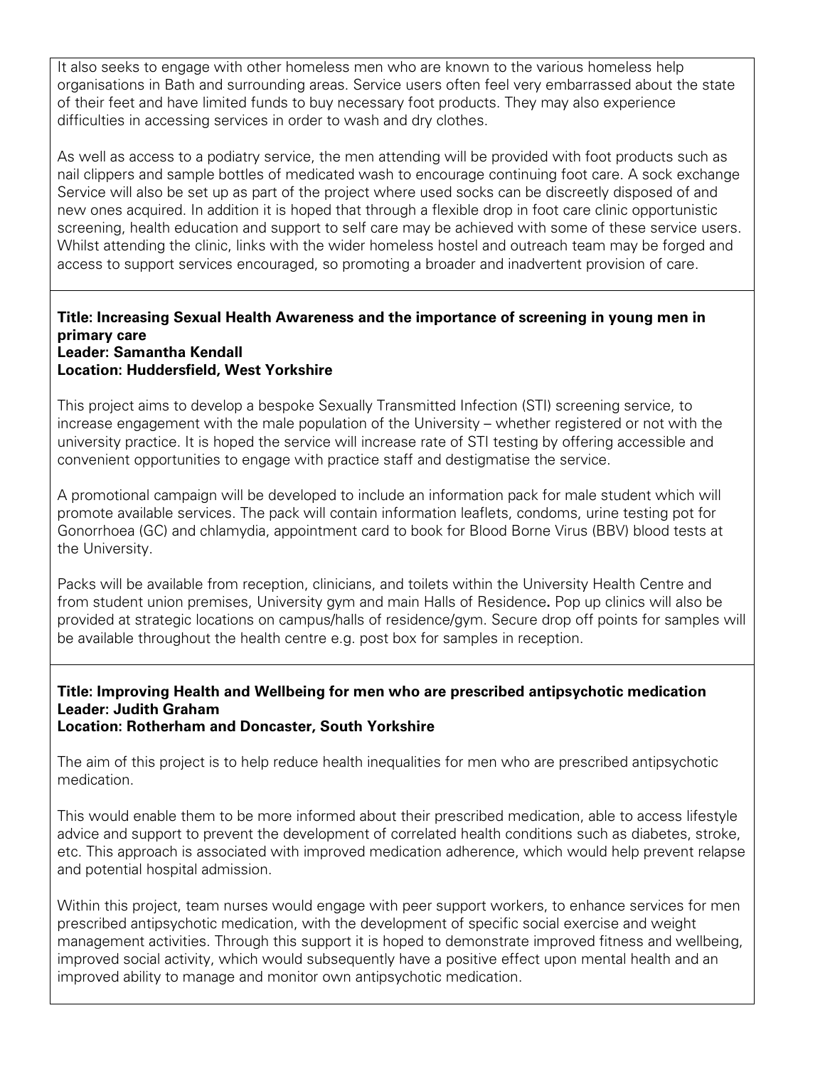It also seeks to engage with other homeless men who are known to the various homeless help organisations in Bath and surrounding areas. Service users often feel very embarrassed about the state of their feet and have limited funds to buy necessary foot products. They may also experience difficulties in accessing services in order to wash and dry clothes.

As well as access to a podiatry service, the men attending will be provided with foot products such as nail clippers and sample bottles of medicated wash to encourage continuing foot care. A sock exchange Service will also be set up as part of the project where used socks can be discreetly disposed of and new ones acquired. In addition it is hoped that through a flexible drop in foot care clinic opportunistic screening, health education and support to self care may be achieved with some of these service users. Whilst attending the clinic, links with the wider homeless hostel and outreach team may be forged and access to support services encouraged, so promoting a broader and inadvertent provision of care.

**Title: Increasing Sexual Health Awareness and the importance of screening in young men in primary care**
**Leader: Samantha Kendall**
**Location: Huddersfield, West Yorkshire**

This project aims to develop a bespoke Sexually Transmitted Infection (STI) screening service, to increase engagement with the male population of the University – whether registered or not with the university practice. It is hoped the service will increase rate of STI testing by offering accessible and convenient opportunities to engage with practice staff and destigmatise the service.

A promotional campaign will be developed to include an information pack for male student which will promote available services. The pack will contain information leaflets, condoms, urine testing pot for Gonorrhoea (GC) and chlamydia, appointment card to book for Blood Borne Virus (BBV) blood tests at the University.

Packs will be available from reception, clinicians, and toilets within the University Health Centre and from student union premises, University gym and main Halls of Residence**.** Pop up clinics will also be provided at strategic locations on campus/halls of residence/gym. Secure drop off points for samples will be available throughout the health centre e.g. post box for samples in reception.

**Title: Improving Health and Wellbeing for men who are prescribed antipsychotic medication**
**Leader: Judith Graham**
**Location: Rotherham and Doncaster, South Yorkshire**

The aim of this project is to help reduce health inequalities for men who are prescribed antipsychotic medication.

This would enable them to be more informed about their prescribed medication, able to access lifestyle advice and support to prevent the development of correlated health conditions such as diabetes, stroke, etc. This approach is associated with improved medication adherence, which would help prevent relapse and potential hospital admission.

Within this project, team nurses would engage with peer support workers, to enhance services for men prescribed antipsychotic medication, with the development of specific social exercise and weight management activities. Through this support it is hoped to demonstrate improved fitness and wellbeing, improved social activity, which would subsequently have a positive effect upon mental health and an improved ability to manage and monitor own antipsychotic medication.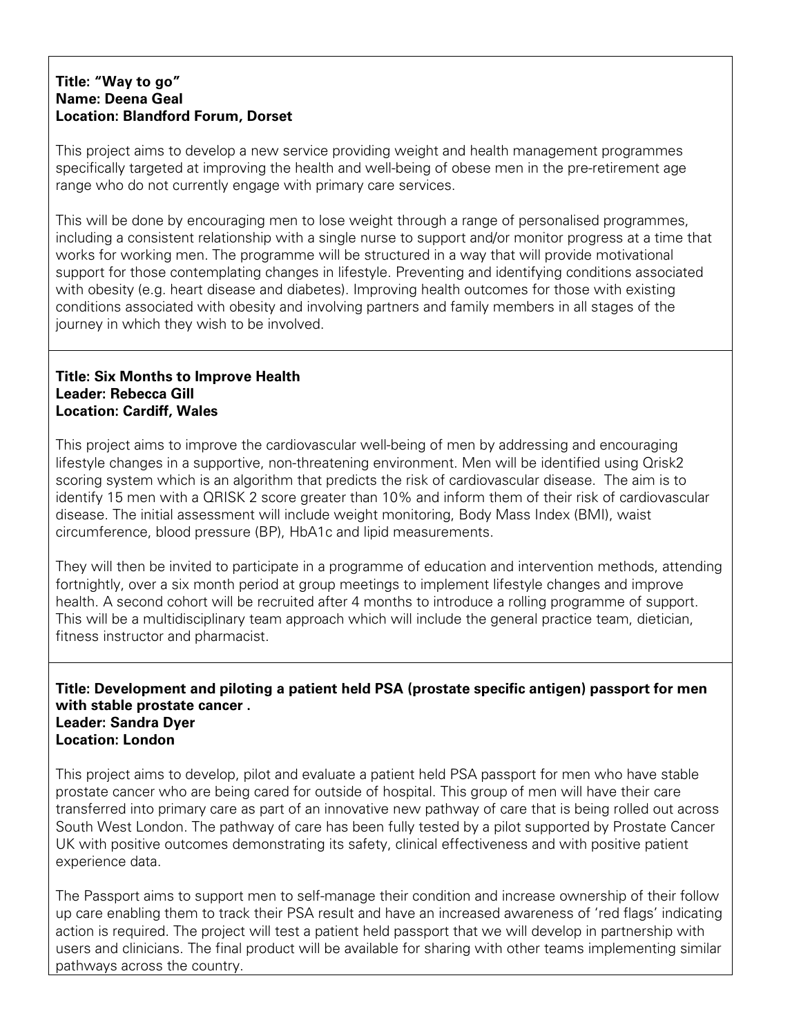**Title: "Way to go"**
**Name: Deena Geal**
**Location: Blandford Forum, Dorset**

This project aims to develop a new service providing weight and health management programmes specifically targeted at improving the health and well-being of obese men in the pre-retirement age range who do not currently engage with primary care services.

This will be done by encouraging men to lose weight through a range of personalised programmes, including a consistent relationship with a single nurse to support and/or monitor progress at a time that works for working men. The programme will be structured in a way that will provide motivational support for those contemplating changes in lifestyle. Preventing and identifying conditions associated with obesity (e.g. heart disease and diabetes). Improving health outcomes for those with existing conditions associated with obesity and involving partners and family members in all stages of the journey in which they wish to be involved.

---

**Title: Six Months to Improve Health**
**Leader: Rebecca Gill**
**Location: Cardiff, Wales**

This project aims to improve the cardiovascular well-being of men by addressing and encouraging lifestyle changes in a supportive, non-threatening environment. Men will be identified using Qrisk2 scoring system which is an algorithm that predicts the risk of cardiovascular disease. The aim is to identify 15 men with a QRISK 2 score greater than 10% and inform them of their risk of cardiovascular disease. The initial assessment will include weight monitoring, Body Mass Index (BMI), waist circumference, blood pressure (BP), HbA1c and lipid measurements.

They will then be invited to participate in a programme of education and intervention methods, attending fortnightly, over a six month period at group meetings to implement lifestyle changes and improve health. A second cohort will be recruited after 4 months to introduce a rolling programme of support. This will be a multidisciplinary team approach which will include the general practice team, dietician, fitness instructor and pharmacist.

---

**Title: Development and piloting a patient held PSA (prostate specific antigen) passport for men with stable prostate cancer .**
**Leader: Sandra Dyer**
**Location: London**

This project aims to develop, pilot and evaluate a patient held PSA passport for men who have stable prostate cancer who are being cared for outside of hospital. This group of men will have their care transferred into primary care as part of an innovative new pathway of care that is being rolled out across South West London. The pathway of care has been fully tested by a pilot supported by Prostate Cancer UK with positive outcomes demonstrating its safety, clinical effectiveness and with positive patient experience data.

The Passport aims to support men to self-manage their condition and increase ownership of their follow up care enabling them to track their PSA result and have an increased awareness of 'red flags' indicating action is required. The project will test a patient held passport that we will develop in partnership with users and clinicians. The final product will be available for sharing with other teams implementing similar pathways across the country.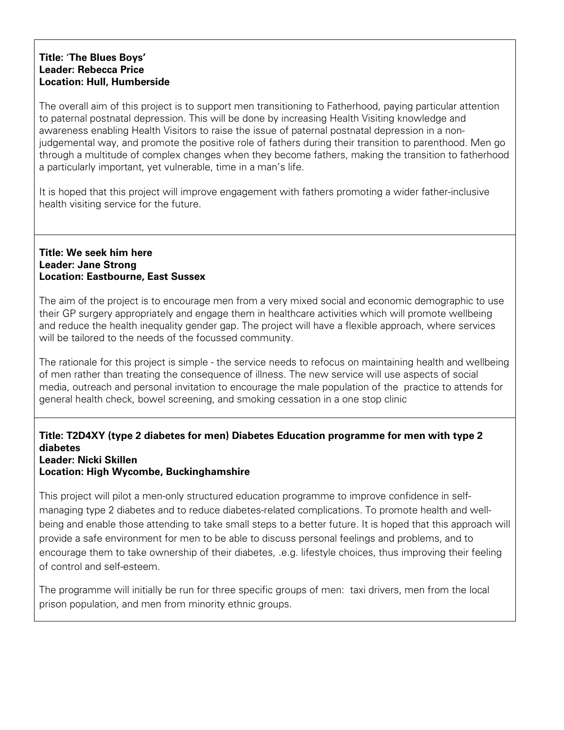**Title: 'The Blues Boys'**
**Leader: Rebecca Price**
**Location: Hull, Humberside**

The overall aim of this project is to support men transitioning to Fatherhood, paying particular attention to paternal postnatal depression. This will be done by increasing Health Visiting knowledge and awareness enabling Health Visitors to raise the issue of paternal postnatal depression in a non-judgemental way, and promote the positive role of fathers during their transition to parenthood. Men go through a multitude of complex changes when they become fathers, making the transition to fatherhood a particularly important, yet vulnerable, time in a man's life.

It is hoped that this project will improve engagement with fathers promoting a wider father-inclusive health visiting service for the future.

---

**Title: We seek him here**
**Leader: Jane Strong**
**Location: Eastbourne, East Sussex**

The aim of the project is to encourage men from a very mixed social and economic demographic to use their GP surgery appropriately and engage them in healthcare activities which will promote wellbeing and reduce the health inequality gender gap. The project will have a flexible approach, where services will be tailored to the needs of the focussed community.

The rationale for this project is simple - the service needs to refocus on maintaining health and wellbeing of men rather than treating the consequence of illness. The new service will use aspects of social media, outreach and personal invitation to encourage the male population of the practice to attends for general health check, bowel screening, and smoking cessation in a one stop clinic

---

**Title: T2D4XY (type 2 diabetes for men) Diabetes Education programme for men with type 2 diabetes**
**Leader: Nicki Skillen**
**Location: High Wycombe, Buckinghamshire**

This project will pilot a men-only structured education programme to improve confidence in self-managing type 2 diabetes and to reduce diabetes-related complications. To promote health and well-being and enable those attending to take small steps to a better future. It is hoped that this approach will provide a safe environment for men to be able to discuss personal feelings and problems, and to encourage them to take ownership of their diabetes, .e.g. lifestyle choices, thus improving their feeling of control and self-esteem.

The programme will initially be run for three specific groups of men: taxi drivers, men from the local prison population, and men from minority ethnic groups.